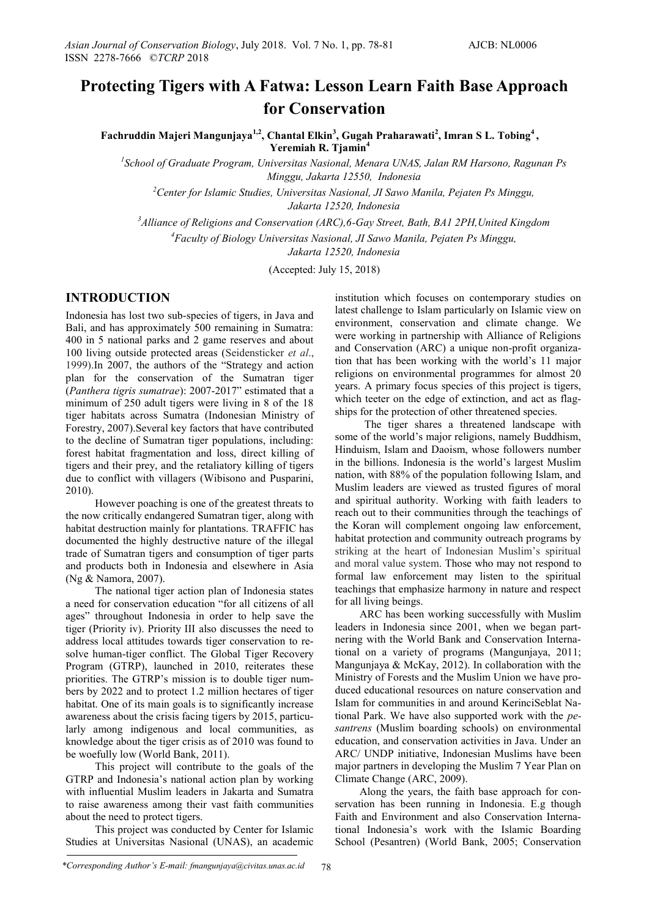# Protecting Tigers with A Fatwa: Lesson Learn Faith Base Approach for Conservation

**Fachruddin Majeri Mangunjaya[1,2], Chantal Elkin[3], Gugah Praharawati[2], Imran S L. Tobing[4], Yeremiah R. Tjamin[4]**

[1]School of Graduate Program, Universitas Nasional, Menara UNAS, Jalan RM Harsono, Ragunan Ps Minggu, Jakarta 12550, Indonesia

[2]Center for Islamic Studies, Universitas Nasional, JI Sawo Manila, Pejaten Ps Minggu, Jakarta 12520, Indonesia

[3]Alliance of Religions and Conservation (ARC),6-Gay Street, Bath, BA1 2PH,United Kingdom

[4]Faculty of Biology Universitas Nasional, JI Sawo Manila, Pejaten Ps Minggu, Jakarta 12520, Indonesia

(Accepted: July 15, 2018)

## INTRODUCTION

Indonesia has lost two sub-species of tigers, in Java and Bali, and has approximately 500 remaining in Sumatra: 400 in 5 national parks and 2 game reserves and about 100 living outside protected areas (Seidensticker *et al*., 1999).In 2007, the authors of the "Strategy and action plan for the conservation of the Sumatran tiger (*Panthera tigris sumatrae*): 2007-2017" estimated that a minimum of 250 adult tigers were living in 8 of the 18 tiger habitats across Sumatra (Indonesian Ministry of Forestry, 2007).Several key factors that have contributed to the decline of Sumatran tiger populations, including: forest habitat fragmentation and loss, direct killing of tigers and their prey, and the retaliatory killing of tigers due to conflict with villagers (Wibisono and Pusparini, 2010).

However poaching is one of the greatest threats to the now critically endangered Sumatran tiger, along with habitat destruction mainly for plantations. TRAFFIC has documented the highly destructive nature of the illegal trade of Sumatran tigers and consumption of tiger parts and products both in Indonesia and elsewhere in Asia (Ng & Namora, 2007).

The national tiger action plan of Indonesia states a need for conservation education "for all citizens of all ages" throughout Indonesia in order to help save the tiger (Priority iv). Priority III also discusses the need to address local attitudes towards tiger conservation to resolve human-tiger conflict. The Global Tiger Recovery Program (GTRP), launched in 2010, reiterates these priorities. The GTRP's mission is to double tiger numbers by 2022 and to protect 1.2 million hectares of tiger habitat. One of its main goals is to significantly increase awareness about the crisis facing tigers by 2015, particularly among indigenous and local communities, as knowledge about the tiger crisis as of 2010 was found to be woefully low (World Bank, 2011).

This project will contribute to the goals of the GTRP and Indonesia's national action plan by working with influential Muslim leaders in Jakarta and Sumatra to raise awareness among their vast faith communities about the need to protect tigers.

This project was conducted by Center for Islamic Studies at Universitas Nasional (UNAS), an academic institution which focuses on contemporary studies on latest challenge to Islam particularly on Islamic view on environment, conservation and climate change. We were working in partnership with Alliance of Religions and Conservation (ARC) a unique non-profit organization that has been working with the world's 11 major religions on environmental programmes for almost 20 years. A primary focus species of this project is tigers, which teeter on the edge of extinction, and act as flagships for the protection of other threatened species.

The tiger shares a threatened landscape with some of the world's major religions, namely Buddhism, Hinduism, Islam and Daoism, whose followers number in the billions. Indonesia is the world's largest Muslim nation, with 88% of the population following Islam, and Muslim leaders are viewed as trusted figures of moral and spiritual authority. Working with faith leaders to reach out to their communities through the teachings of the Koran will complement ongoing law enforcement, habitat protection and community outreach programs by striking at the heart of Indonesian Muslim's spiritual and moral value system. Those who may not respond to formal law enforcement may listen to the spiritual teachings that emphasize harmony in nature and respect for all living beings.

ARC has been working successfully with Muslim leaders in Indonesia since 2001, when we began partnering with the World Bank and Conservation International on a variety of programs (Mangunjaya, 2011; Mangunjaya & McKay, 2012). In collaboration with the Ministry of Forests and the Muslim Union we have produced educational resources on nature conservation and Islam for communities in and around KerinciSeblat National Park. We have also supported work with the *pesantrens* (Muslim boarding schools) on environmental education, and conservation activities in Java. Under an ARC/ UNDP initiative, Indonesian Muslims have been major partners in developing the Muslim 7 Year Plan on Climate Change (ARC, 2009).

Along the years, the faith base approach for conservation has been running in Indonesia. E.g though Faith and Environment and also Conservation International Indonesia's work with the Islamic Boarding School (Pesantren) (World Bank, 2005; Conservation

*Corresponding Author's E-mail: fmangunjaya@civitas.unas.ac.id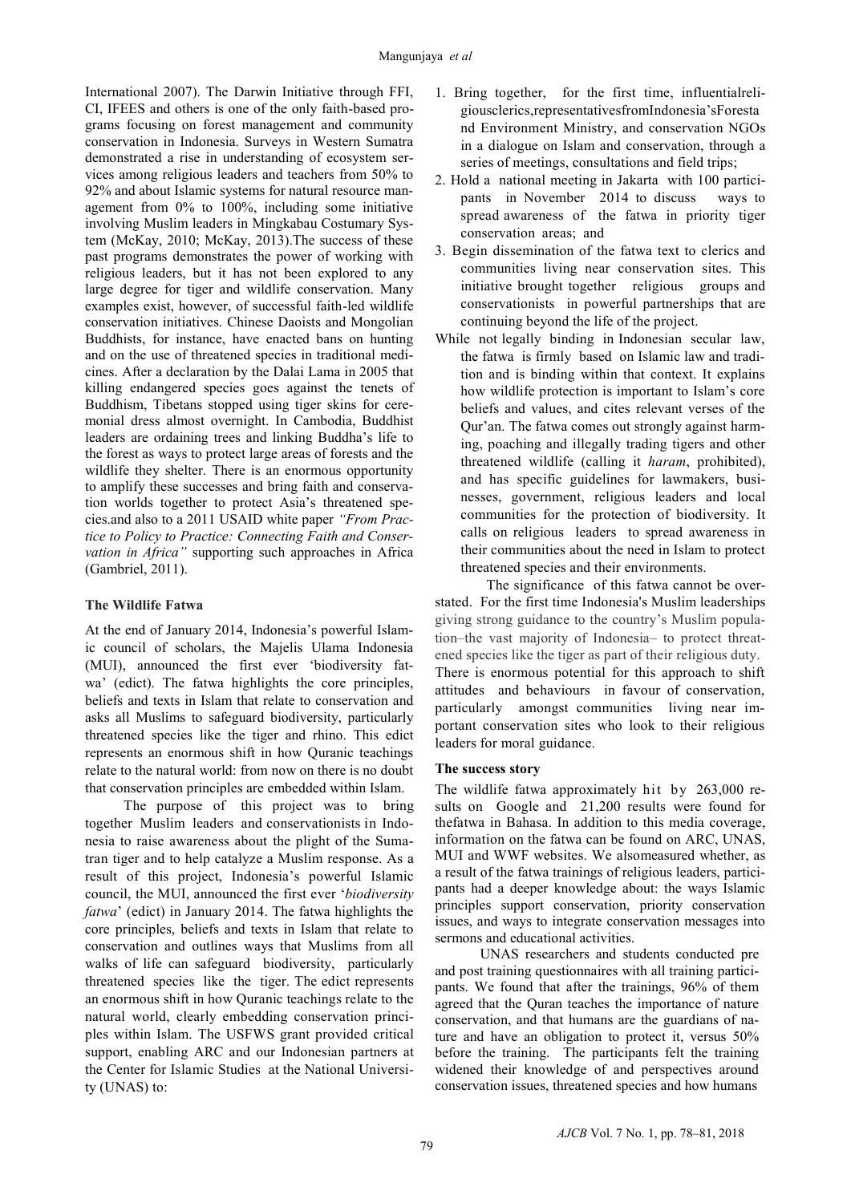International 2007). The Darwin Initiative through FFI, CI, IFEES and others is one of the only faith-based programs focusing on forest management and community conservation in Indonesia. Surveys in Western Sumatra demonstrated a rise in understanding of ecosystem services among religious leaders and teachers from 50% to 92% and about Islamic systems for natural resource management from 0% to 100%, including some initiative involving Muslim leaders in Mingkabau Costumary System (McKay, 2010; McKay, 2013).The success of these past programs demonstrates the power of working with religious leaders, but it has not been explored to any large degree for tiger and wildlife conservation. Many examples exist, however, of successful faith-led wildlife conservation initiatives. Chinese Daoists and Mongolian Buddhists, for instance, have enacted bans on hunting and on the use of threatened species in traditional medicines. After a declaration by the Dalai Lama in 2005 that killing endangered species goes against the tenets of Buddhism, Tibetans stopped using tiger skins for ceremonial dress almost overnight. In Cambodia, Buddhist leaders are ordaining trees and linking Buddha's life to the forest as ways to protect large areas of forests and the wildlife they shelter. There is an enormous opportunity to amplify these successes and bring faith and conservation worlds together to protect Asia's threatened species.and also to a 2011 USAID white paper *"From Practice to Policy to Practice: Connecting Faith and Conservation in Africa"* supporting such approaches in Africa (Gambriel, 2011).

### The Wildlife Fatwa

At the end of January 2014, Indonesia's powerful Islamic council of scholars, the Majelis Ulama Indonesia (MUI), announced the first ever 'biodiversity fatwa' (edict). The fatwa highlights the core principles, beliefs and texts in Islam that relate to conservation and asks all Muslims to safeguard biodiversity, particularly threatened species like the tiger and rhino. This edict represents an enormous shift in how Quranic teachings relate to the natural world: from now on there is no doubt that conservation principles are embedded within Islam.

The purpose of this project was to bring together Muslim leaders and conservationists in Indonesia to raise awareness about the plight of the Sumatran tiger and to help catalyze a Muslim response. As a result of this project, Indonesia's powerful Islamic council, the MUI, announced the first ever '*biodiversity fatwa*' (edict) in January 2014. The fatwa highlights the core principles, beliefs and texts in Islam that relate to conservation and outlines ways that Muslims from all walks of life can safeguard biodiversity, particularly threatened species like the tiger. The edict represents an enormous shift in how Quranic teachings relate to the natural world, clearly embedding conservation principles within Islam. The USFWS grant provided critical support, enabling ARC and our Indonesian partners at the Center for Islamic Studies at the National University (UNAS) to:

1. Bring together, for the first time, influentialreligiousclerics,representativesfromIndonesia'sForestand Environment Ministry, and conservation NGOs in a dialogue on Islam and conservation, through a series of meetings, consultations and field trips;
2. Hold a national meeting in Jakarta with 100 participants in November 2014 to discuss ways to spread awareness of the fatwa in priority tiger conservation areas; and
3. Begin dissemination of the fatwa text to clerics and communities living near conservation sites. This initiative brought together religious groups and conservationists in powerful partnerships that are continuing beyond the life of the project.

While not legally binding in Indonesian secular law, the fatwa is firmly based on Islamic law and tradition and is binding within that context. It explains how wildlife protection is important to Islam's core beliefs and values, and cites relevant verses of the Qur'an. The fatwa comes out strongly against harming, poaching and illegally trading tigers and other threatened wildlife (calling it *haram*, prohibited), and has specific guidelines for lawmakers, businesses, government, religious leaders and local communities for the protection of biodiversity. It calls on religious leaders to spread awareness in their communities about the need in Islam to protect threatened species and their environments.

The significance of this fatwa cannot be overstated. For the first time Indonesia's Muslim leaderships giving strong guidance to the country's Muslim population–the vast majority of Indonesia– to protect threatened species like the tiger as part of their religious duty. There is enormous potential for this approach to shift attitudes and behaviours in favour of conservation, particularly amongst communities living near important conservation sites who look to their religious leaders for moral guidance.

### The success story

The wildlife fatwa approximately hit by 263,000 results on Google and 21,200 results were found for thefatwa in Bahasa. In addition to this media coverage, information on the fatwa can be found on ARC, UNAS, MUI and WWF websites. We alsomeasured whether, as a result of the fatwa trainings of religious leaders, participants had a deeper knowledge about: the ways Islamic principles support conservation, priority conservation issues, and ways to integrate conservation messages into sermons and educational activities.

UNAS researchers and students conducted pre and post training questionnaires with all training participants. We found that after the trainings, 96% of them agreed that the Quran teaches the importance of nature conservation, and that humans are the guardians of nature and have an obligation to protect it, versus 50% before the training. The participants felt the training widened their knowledge of and perspectives around conservation issues, threatened species and how humans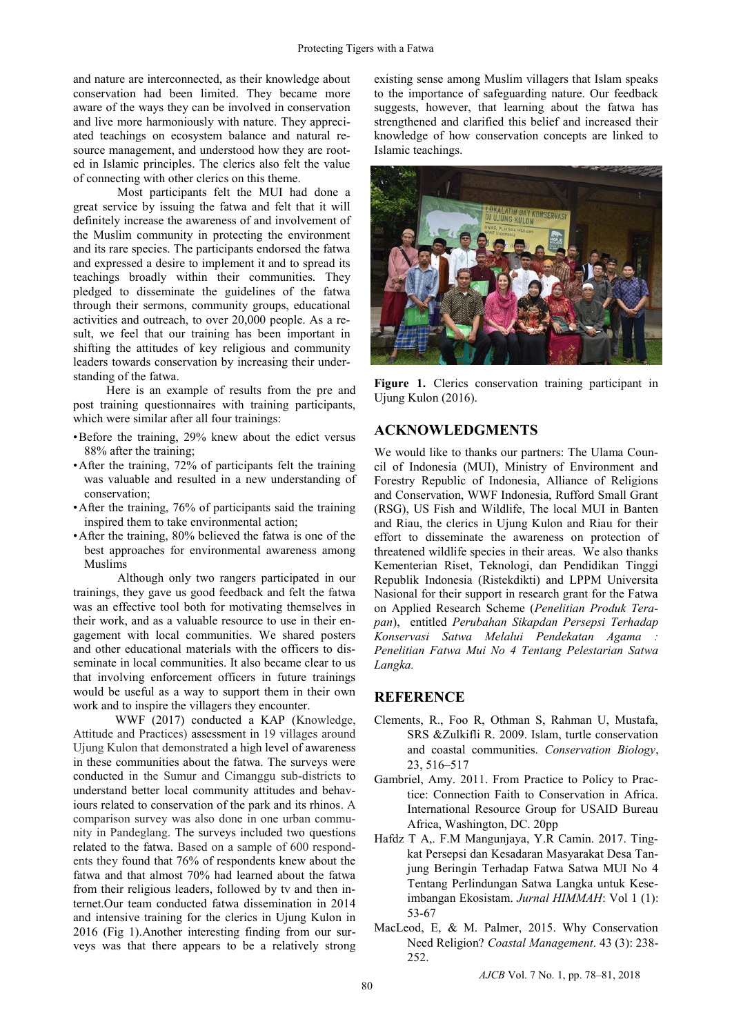and nature are interconnected, as their knowledge about conservation had been limited. They became more aware of the ways they can be involved in conservation and live more harmoniously with nature. They appreciated teachings on ecosystem balance and natural resource management, and understood how they are rooted in Islamic principles. The clerics also felt the value of connecting with other clerics on this theme.

Most participants felt the MUI had done a great service by issuing the fatwa and felt that it will definitely increase the awareness of and involvement of the Muslim community in protecting the environment and its rare species. The participants endorsed the fatwa and expressed a desire to implement it and to spread its teachings broadly within their communities. They pledged to disseminate the guidelines of the fatwa through their sermons, community groups, educational activities and outreach, to over 20,000 people. As a result, we feel that our training has been important in shifting the attitudes of key religious and community leaders towards conservation by increasing their understanding of the fatwa.

Here is an example of results from the pre and post training questionnaires with training participants, which were similar after all four trainings:

- Before the training, 29% knew about the edict versus 88% after the training;
- After the training, 72% of participants felt the training was valuable and resulted in a new understanding of conservation;
- After the training, 76% of participants said the training inspired them to take environmental action;
- After the training, 80% believed the fatwa is one of the best approaches for environmental awareness among Muslims

Although only two rangers participated in our trainings, they gave us good feedback and felt the fatwa was an effective tool both for motivating themselves in their work, and as a valuable resource to use in their engagement with local communities. We shared posters and other educational materials with the officers to disseminate in local communities. It also became clear to us that involving enforcement officers in future trainings would be useful as a way to support them in their own work and to inspire the villagers they encounter.

WWF (2017) conducted a KAP (Knowledge, Attitude and Practices) assessment in 19 villages around Ujung Kulon that demonstrated a high level of awareness in these communities about the fatwa. The surveys were conducted in the Sumur and Cimanggu sub-districts to understand better local community attitudes and behaviours related to conservation of the park and its rhinos. A comparison survey was also done in one urban community in Pandeglang. The surveys included two questions related to the fatwa. Based on a sample of 600 respondents they found that 76% of respondents knew about the fatwa and that almost 70% had learned about the fatwa from their religious leaders, followed by tv and then internet.Our team conducted fatwa dissemination in 2014 and intensive training for the clerics in Ujung Kulon in 2016 (Fig 1).Another interesting finding from our surveys was that there appears to be a relatively strong existing sense among Muslim villagers that Islam speaks to the importance of safeguarding nature. Our feedback suggests, however, that learning about the fatwa has strengthened and clarified this belief and increased their knowledge of how conservation concepts are linked to Islamic teachings.

**Figure 1.** Clerics conservation training participant in Ujung Kulon (2016).

## ACKNOWLEDGMENTS

We would like to thanks our partners: The Ulama Council of Indonesia (MUI), Ministry of Environment and Forestry Republic of Indonesia, Alliance of Religions and Conservation, WWF Indonesia, Rufford Small Grant (RSG), US Fish and Wildlife, The local MUI in Banten and Riau, the clerics in Ujung Kulon and Riau for their effort to disseminate the awareness on protection of threatened wildlife species in their areas. We also thanks Kementerian Riset, Teknologi, dan Pendidikan Tinggi Republik Indonesia (Ristekdikti) and LPPM Universita Nasional for their support in research grant for the Fatwa on Applied Research Scheme (*Penelitian Produk Terapan*), entitled *Perubahan Sikapdan Persepsi Terhadap Konservasi Satwa Melalui Pendekatan Agama : Penelitian Fatwa Mui No 4 Tentang Pelestarian Satwa Langka.*

## REFERENCE

Clements, R., Foo R, Othman S, Rahman U, Mustafa, SRS &Zulkifli R. 2009. Islam, turtle conservation and coastal communities. *Conservation Biology*, 23, 516–517

Gambriel, Amy. 2011. From Practice to Policy to Practice: Connection Faith to Conservation in Africa. International Resource Group for USAID Bureau Africa, Washington, DC. 20pp

Hafdz T A,. F.M Mangunjaya, Y.R Camin. 2017. Tingkat Persepsi dan Kesadaran Masyarakat Desa Tanjung Beringin Terhadap Fatwa Satwa MUI No 4 Tentang Perlindungan Satwa Langka untuk Keseimbangan Ekosistam. *Jurnal HIMMAH*: Vol 1 (1): 53-67

MacLeod, E, & M. Palmer, 2015. Why Conservation Need Religion? *Coastal Management*. 43 (3): 238-252.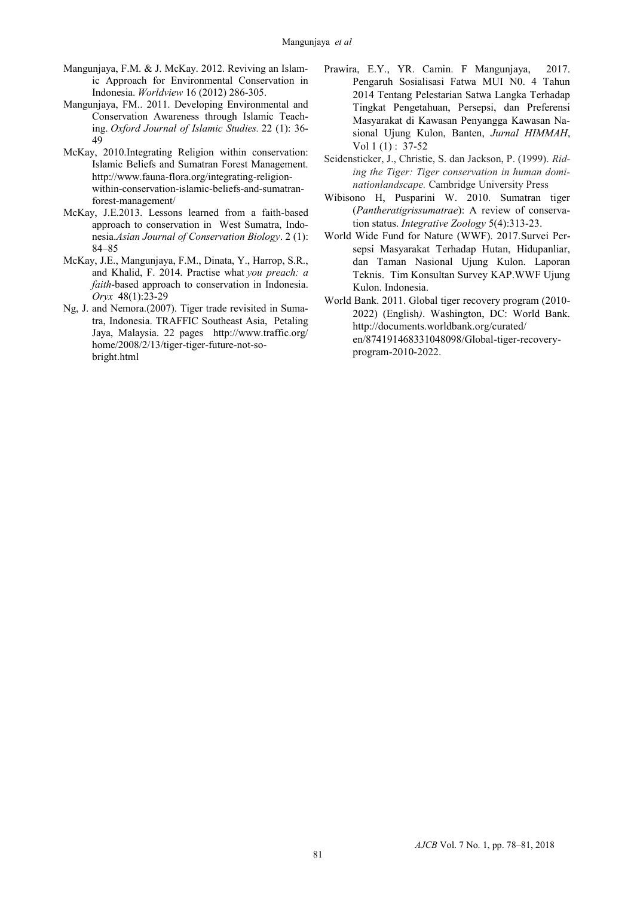Mangunjaya, F.M. & J. McKay. 2012. Reviving an Islamic Approach for Environmental Conservation in Indonesia. *Worldview* 16 (2012) 286-305.

Mangunjaya, FM.. 2011. Developing Environmental and Conservation Awareness through Islamic Teaching. *Oxford Journal of Islamic Studies.* 22 (1): 36-49

McKay, 2010.Integrating Religion within conservation: Islamic Beliefs and Sumatran Forest Management. http://www.fauna-flora.org/integrating-religion-within-conservation-islamic-beliefs-and-sumatran-forest-management/

McKay, J.E.2013. Lessons learned from a faith-based approach to conservation in West Sumatra, Indonesia.*Asian Journal of Conservation Biology*. 2 (1): 84–85

McKay, J.E., Mangunjaya, F.M., Dinata, Y., Harrop, S.R., and Khalid, F. 2014. Practise what *you preach: a faith*-based approach to conservation in Indonesia. *Oryx* 48(1):23-29

Ng, J. and Nemora.(2007). Tiger trade revisited in Sumatra, Indonesia. TRAFFIC Southeast Asia, Petaling Jaya, Malaysia. 22 pages http://www.traffic.org/home/2008/2/13/tiger-tiger-future-not-so-bright.html

Prawira, E.Y., YR. Camin. F Mangunjaya, 2017. Pengaruh Sosialisasi Fatwa MUI N0. 4 Tahun 2014 Tentang Pelestarian Satwa Langka Terhadap Tingkat Pengetahuan, Persepsi, dan Preferensi Masyarakat di Kawasan Penyangga Kawasan Nasional Ujung Kulon, Banten, *Jurnal HIMMAH*, Vol 1 (1) : 37-52

Seidensticker, J., Christie, S. dan Jackson, P. (1999). *Riding the Tiger: Tiger conservation in human dominationlandscape.* Cambridge University Press

Wibisono H, Pusparini W. 2010. Sumatran tiger (*Pantheratigrissumatrae*): A review of conservation status. *Integrative Zoology* 5(4):313-23.

World Wide Fund for Nature (WWF). 2017.Survei Persepsi Masyarakat Terhadap Hutan, Hidupanliar, dan Taman Nasional Ujung Kulon. Laporan Teknis. Tim Konsultan Survey KAP.WWF Ujung Kulon. Indonesia.

World Bank. 2011. Global tiger recovery program (2010-2022) (English). Washington, DC: World Bank. http://documents.worldbank.org/curated/en/874191468331048098/Global-tiger-recovery-program-2010-2022.